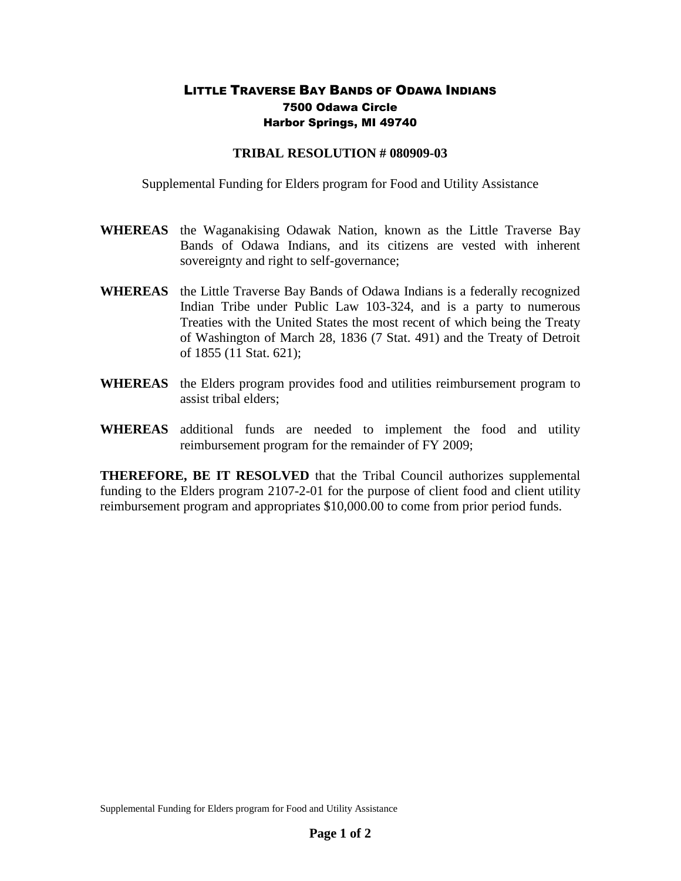# LITTLE TRAVERSE BAY BANDS OF ODAWA INDIANS

**7500 Odawa Circle**
**Harbor Springs, MI 49740**

## TRIBAL RESOLUTION # 080909-03

Supplemental Funding for Elders program for Food and Utility Assistance

**WHEREAS** the Waganakising Odawak Nation, known as the Little Traverse Bay Bands of Odawa Indians, and its citizens are vested with inherent sovereignty and right to self-governance;

**WHEREAS** the Little Traverse Bay Bands of Odawa Indians is a federally recognized Indian Tribe under Public Law 103-324, and is a party to numerous Treaties with the United States the most recent of which being the Treaty of Washington of March 28, 1836 (7 Stat. 491) and the Treaty of Detroit of 1855 (11 Stat. 621);

**WHEREAS** the Elders program provides food and utilities reimbursement program to assist tribal elders;

**WHEREAS** additional funds are needed to implement the food and utility reimbursement program for the remainder of FY 2009;

**THEREFORE, BE IT RESOLVED** that the Tribal Council authorizes supplemental funding to the Elders program 2107-2-01 for the purpose of client food and client utility reimbursement program and appropriates $10,000.00 to come from prior period funds.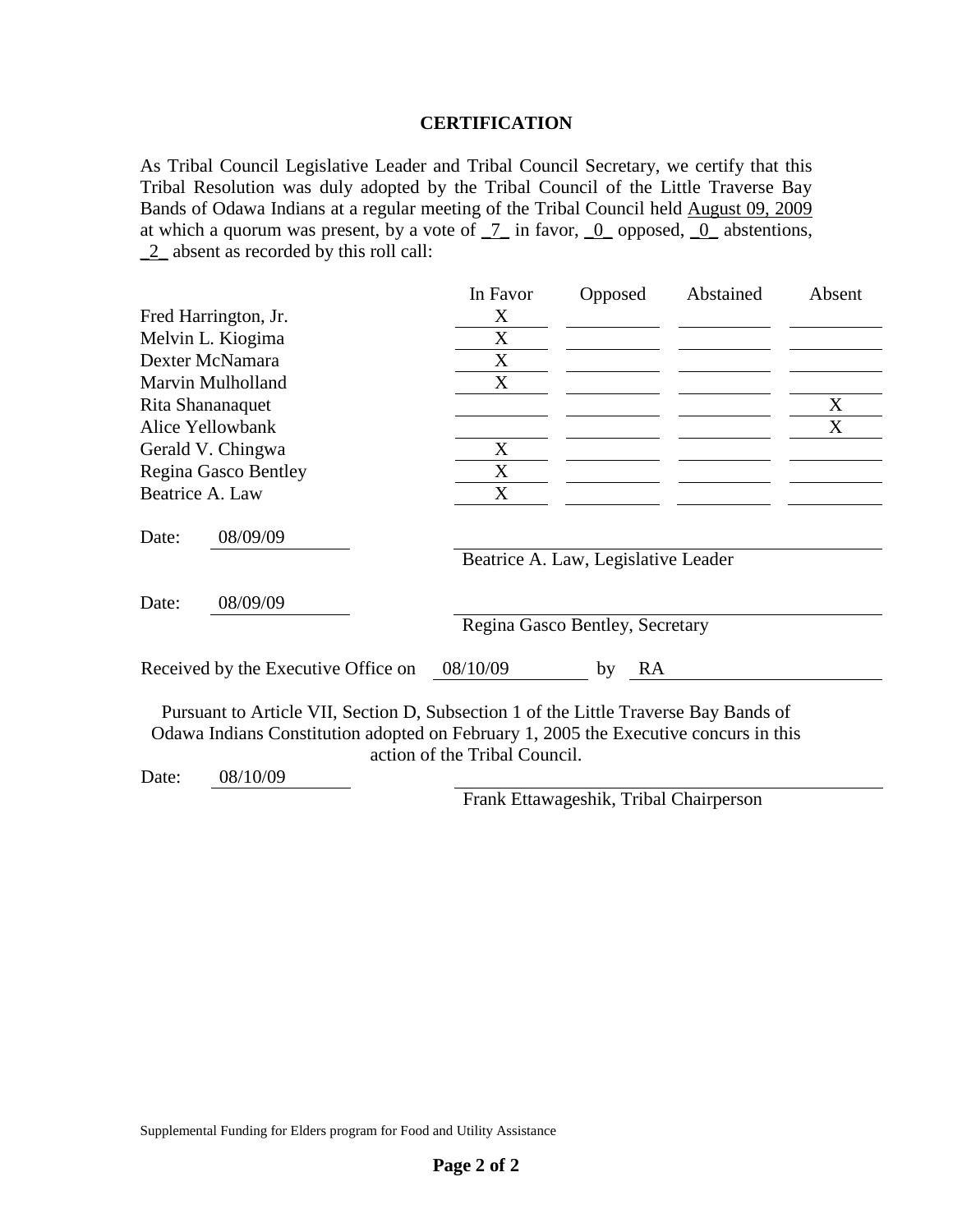**CERTIFICATION**

As Tribal Council Legislative Leader and Tribal Council Secretary, we certify that this Tribal Resolution was duly adopted by the Tribal Council of the Little Traverse Bay Bands of Odawa Indians at a regular meeting of the Tribal Council held August 09, 2009 at which a quorum was present, by a vote of _7_ in favor, _0_ opposed, _0_ abstentions, _2_ absent as recorded by this roll call:

| | In Favor | Opposed | Abstained | Absent |
|---|---|---|---|---|
| Fred Harrington, Jr. | X | | | |
| Melvin L. Kiogima | X | | | |
| Dexter McNamara | X | | | |
| Marvin Mulholland | X | | | |
| Rita Shananaquet | | | | X |
| Alice Yellowbank | | | | X |
| Gerald V. Chingwa | X | | | |
| Regina Gasco Bentley | X | | | |
| Beatrice A. Law | X | | | |

Date: 08/09/09

Beatrice A. Law, Legislative Leader

Date: 08/09/09

Regina Gasco Bentley, Secretary

Received by the Executive Office on 08/10/09 by RA

Pursuant to Article VII, Section D, Subsection 1 of the Little Traverse Bay Bands of Odawa Indians Constitution adopted on February 1, 2005 the Executive concurs in this action of the Tribal Council.

Date: 08/10/09

Frank Ettawageshik, Tribal Chairperson

Supplemental Funding for Elders program for Food and Utility Assistance